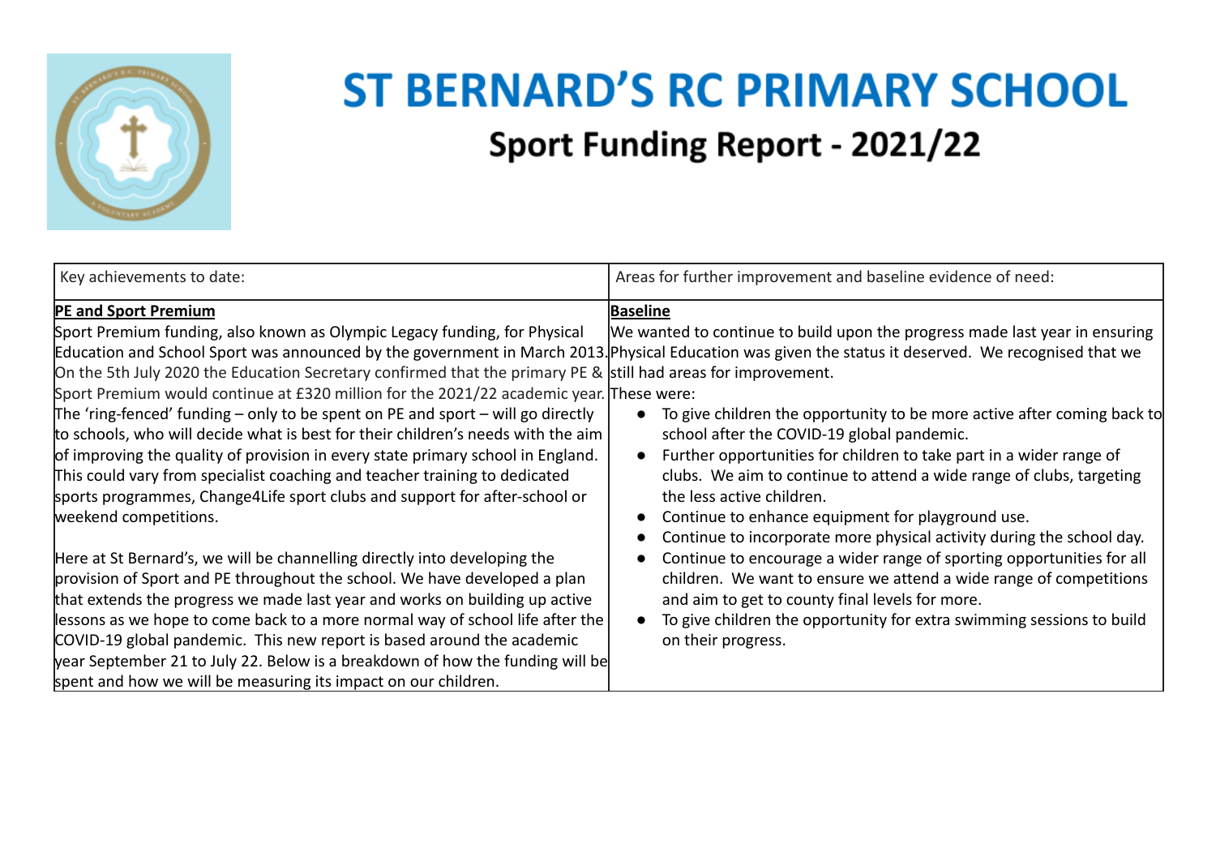# ST BERNARD'S RC PRIMARY SCHOOL

## Sport Funding Report - 2021/22

| Key achievements to date: | Areas for further improvement and baseline evidence of need: |
| --- | --- |
| **PE and Sport Premium**<br>Sport Premium funding, also known as Olympic Legacy funding, for Physical Education and School Sport was announced by the government in March 2013. On the 5th July 2020 the Education Secretary confirmed that the primary PE & Sport Premium would continue at £320 million for the 2021/22 academic year. The 'ring-fenced' funding – only to be spent on PE and sport – will go directly to schools, who will decide what is best for their children's needs with the aim of improving the quality of provision in every state primary school in England. This could vary from specialist coaching and teacher training to dedicated sports programmes, Change4Life sport clubs and support for after-school or weekend competitions.<br><br>Here at St Bernard's, we will be channelling directly into developing the provision of Sport and PE throughout the school. We have developed a plan that extends the progress we made last year and works on building up active lessons as we hope to come back to a more normal way of school life after the COVID-19 global pandemic. This new report is based around the academic year September 21 to July 22. Below is a breakdown of how the funding will be spent and how we will be measuring its impact on our children. | **Baseline**<br>We wanted to continue to build upon the progress made last year in ensuring Physical Education was given the status it deserved. We recognised that we still had areas for improvement.<br>These were:<br>● To give children the opportunity to be more active after coming back to school after the COVID-19 global pandemic.<br>● Further opportunities for children to take part in a wider range of clubs. We aim to continue to attend a wide range of clubs, targeting the less active children.<br>● Continue to enhance equipment for playground use.<br>● Continue to incorporate more physical activity during the school day.<br>● Continue to encourage a wider range of sporting opportunities for all children. We want to ensure we attend a wide range of competitions and aim to get to county final levels for more.<br>● To give children the opportunity for extra swimming sessions to build on their progress. |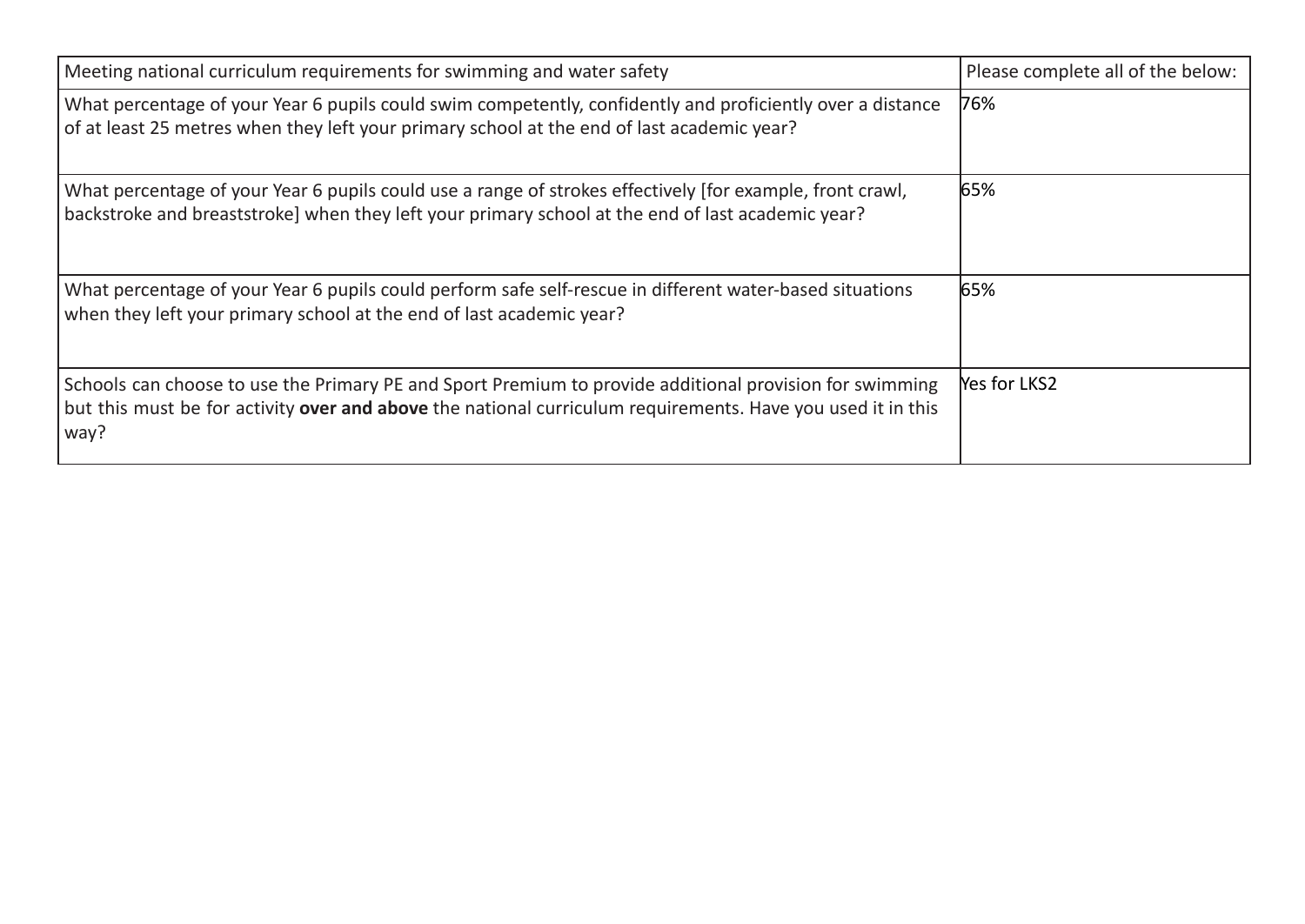| Meeting national curriculum requirements for swimming and water safety | Please complete all of the below: |
|---|---|
| What percentage of your Year 6 pupils could swim competently, confidently and proficiently over a distance of at least 25 metres when they left your primary school at the end of last academic year? | 76% |
| What percentage of your Year 6 pupils could use a range of strokes effectively [for example, front crawl, backstroke and breaststroke] when they left your primary school at the end of last academic year? | 65% |
| What percentage of your Year 6 pupils could perform safe self-rescue in different water-based situations when they left your primary school at the end of last academic year? | 65% |
| Schools can choose to use the Primary PE and Sport Premium to provide additional provision for swimming but this must be for activity **over and above** the national curriculum requirements. Have you used it in this way? | Yes for LKS2 |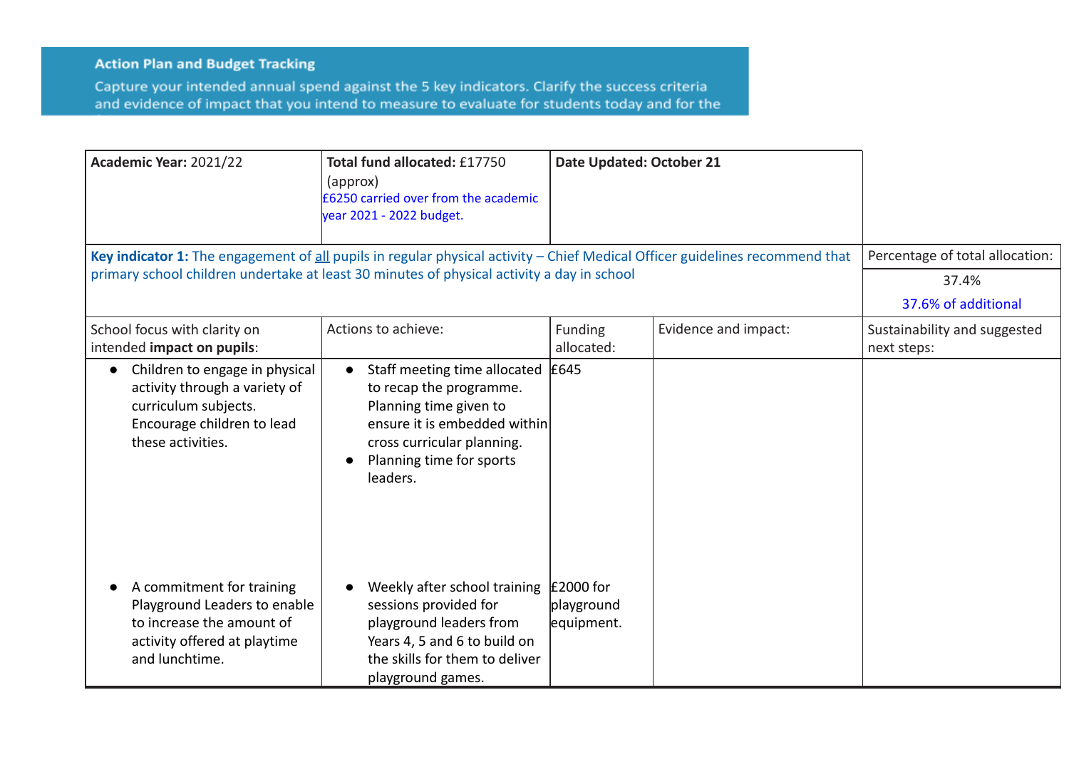**Action Plan and Budget Tracking**

Capture your intended annual spend against the 5 key indicators. Clarify the success criteria and evidence of impact that you intend to measure to evaluate for students today and for the

| **Academic Year:** 2021/22 | **Total fund allocated:** £17750 (approx) £6250 carried over from the academic year 2021 - 2022 budget. | **Date Updated: October 21** | | |
|---|---|---|---|---|
| **Key indicator 1:** The engagement of all pupils in regular physical activity – Chief Medical Officer guidelines recommend that primary school children undertake at least 30 minutes of physical activity a day in school | | | | Percentage of total allocation: 37.4% 37.6% of additional |
| School focus with clarity on intended **impact on pupils**: | Actions to achieve: | Funding allocated: | Evidence and impact: | Sustainability and suggested next steps: |
| • Children to engage in physical activity through a variety of curriculum subjects. Encourage children to lead these activities. | • Staff meeting time allocated to recap the programme. Planning time given to ensure it is embedded within cross curricular planning. • Planning time for sports leaders. | £645 | | |
| • A commitment for training Playground Leaders to enable to increase the amount of activity offered at playtime and lunchtime. | • Weekly after school training sessions provided for playground leaders from Years 4, 5 and 6 to build on the skills for them to deliver playground games. | £2000 for playground equipment. | | |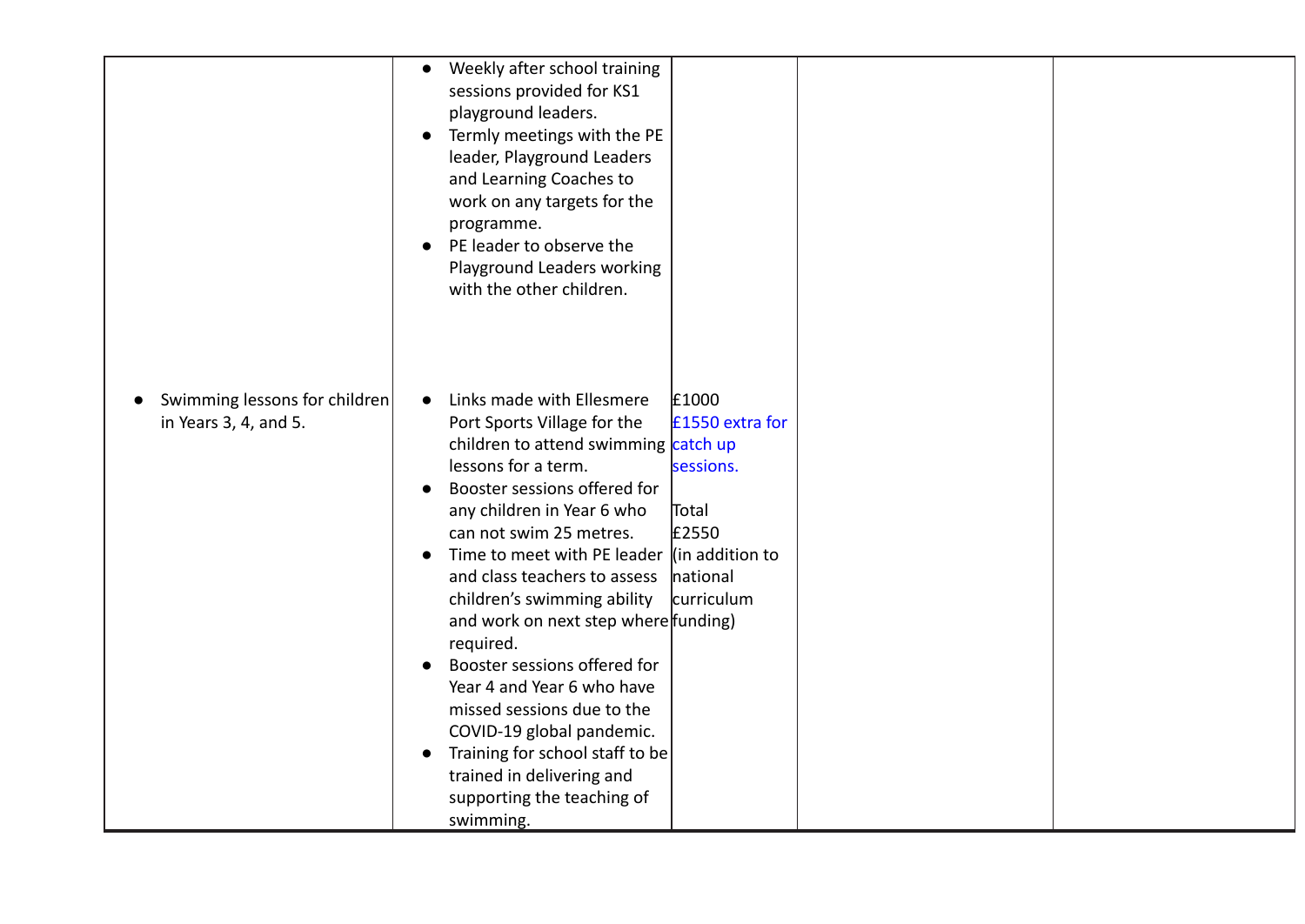| | | | | |
|---|---|---|---|---|
| | • Weekly after school training sessions provided for KS1 playground leaders.<br>• Termly meetings with the PE leader, Playground Leaders and Learning Coaches to work on any targets for the programme.<br>• PE leader to observe the Playground Leaders working with the other children. | | | |
| • Swimming lessons for children in Years 3, 4, and 5. | • Links made with Ellesmere Port Sports Village for the children to attend swimming lessons for a term.<br>• Booster sessions offered for any children in Year 6 who can not swim 25 metres.<br>• Time to meet with PE leader and class teachers to assess children's swimming ability and work on next step where required.<br>• Booster sessions offered for Year 4 and Year 6 who have missed sessions due to the COVID-19 global pandemic.<br>• Training for school staff to be trained in delivering and supporting the teaching of swimming. | £1000<br>£1550 extra for catch up sessions.<br><br>Total<br>£2550<br>(in addition to national curriculum funding) | | |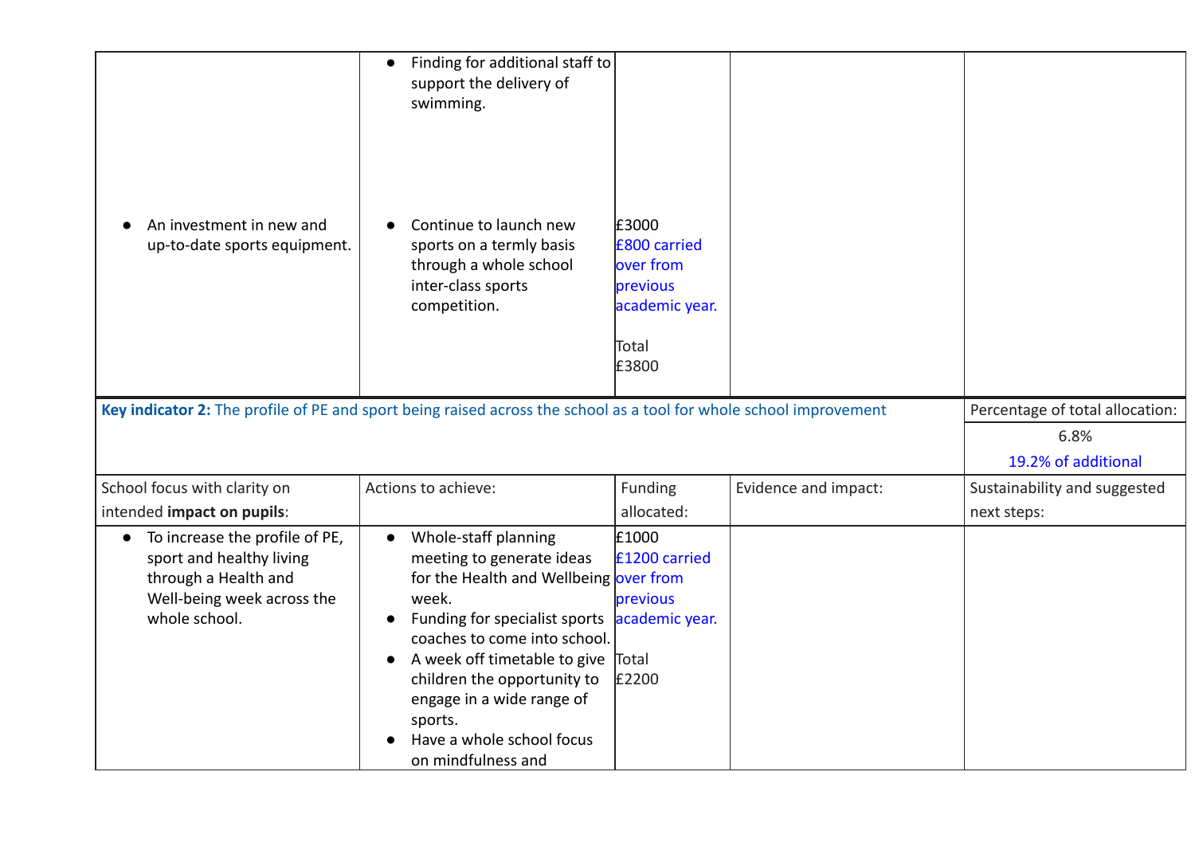| | | | | |
|---|---|---|---|---|
| | • Finding for additional staff to support the delivery of swimming. | | | |
| • An investment in new and up-to-date sports equipment. | • Continue to launch new sports on a termly basis through a whole school inter-class sports competition. | £3000<br>£800 carried over from previous academic year.<br><br>Total<br>£3800 | | |

| **Key indicator 2:** The profile of PE and sport being raised across the school as a tool for whole school improvement | | | | Percentage of total allocation:<br>6.8%<br>19.2% of additional |
|---|---|---|---|---|
| School focus with clarity on intended **impact on pupils**: | Actions to achieve: | Funding allocated: | Evidence and impact: | Sustainability and suggested next steps: |
| • To increase the profile of PE, sport and healthy living through a Health and Well-being week across the whole school. | • Whole-staff planning meeting to generate ideas for the Health and Wellbeing week.<br>• Funding for specialist sports coaches to come into school.<br>• A week off timetable to give children the opportunity to engage in a wide range of sports.<br>• Have a whole school focus on mindfulness and | £1000<br>£1200 carried over from previous academic year.<br><br>Total<br>£2200 | | |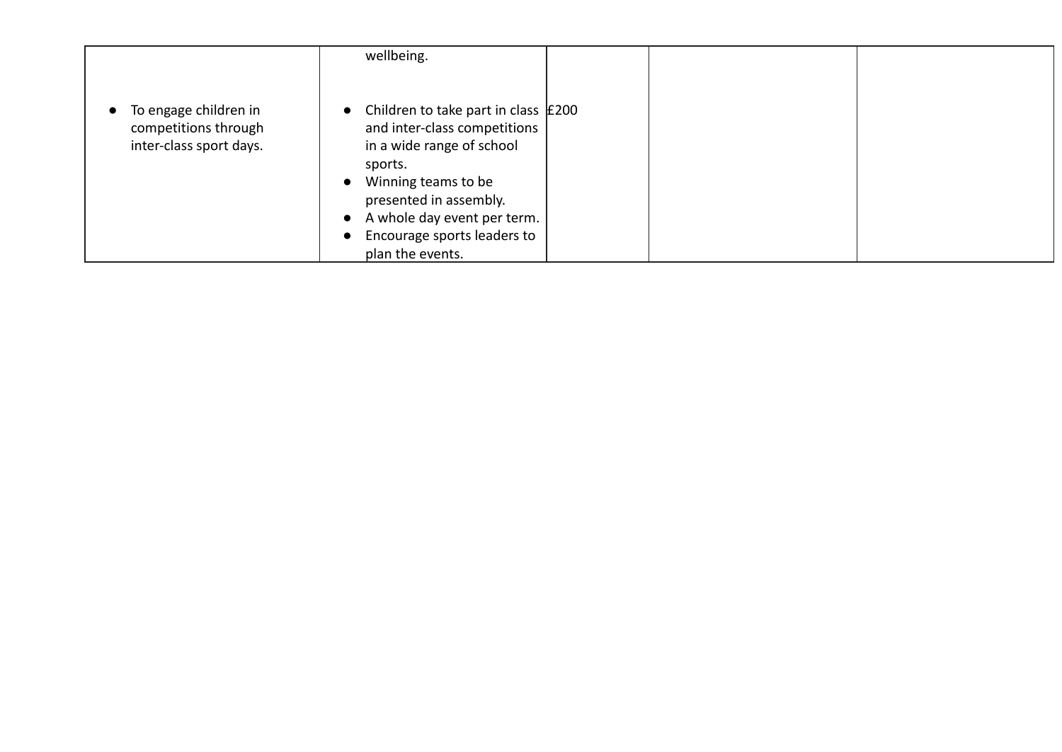| | | | | |
|---|---|---|---|---|
| | wellbeing. | | | |
| • To engage children in competitions through inter-class sport days. | • Children to take part in class and inter-class competitions in a wide range of school sports.<br>• Winning teams to be presented in assembly.<br>• A whole day event per term.<br>• Encourage sports leaders to plan the events. | £200 | | |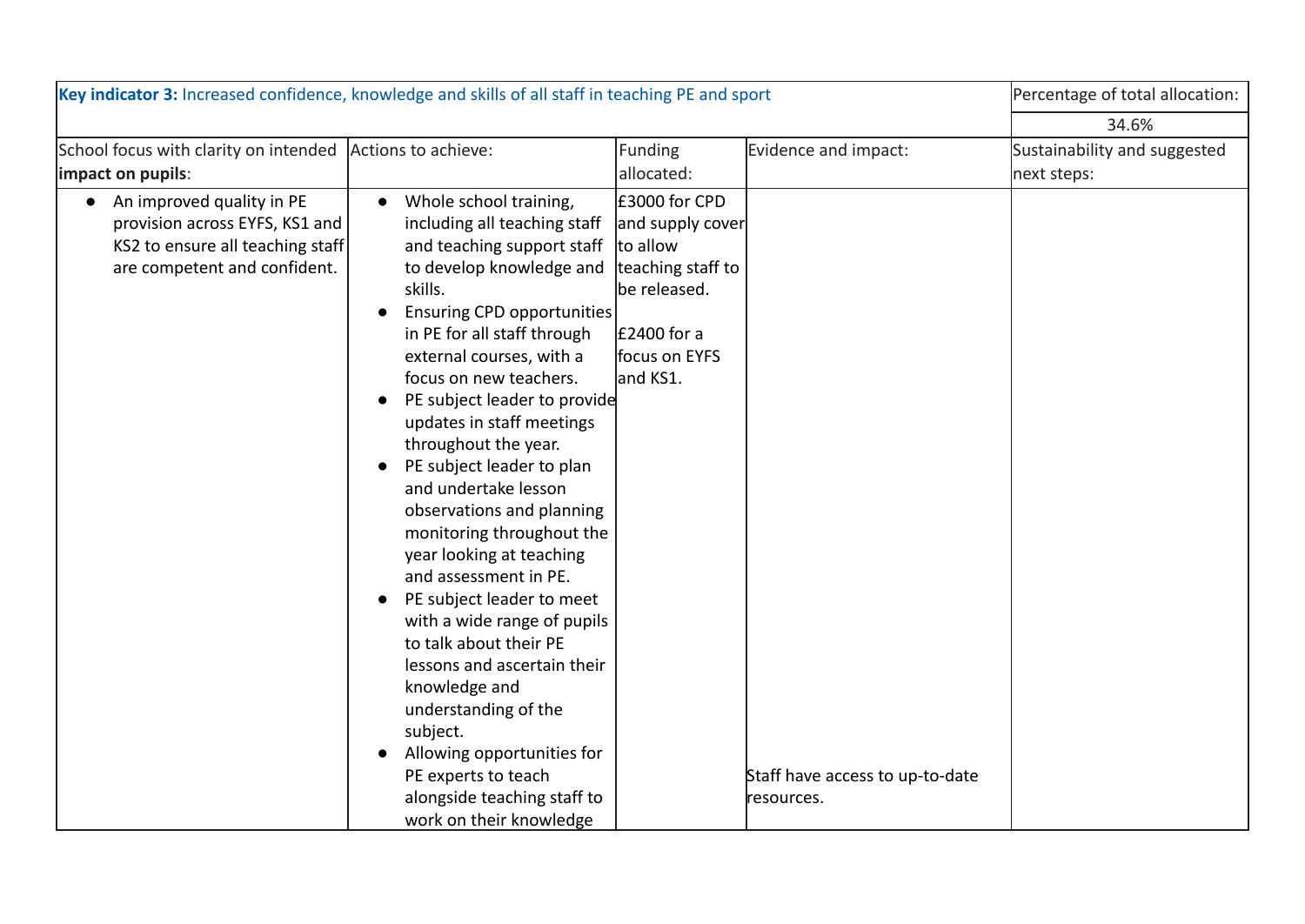| **Key indicator 3:** Increased confidence, knowledge and skills of all staff in teaching PE and sport | | | | Percentage of total allocation: |
|---|---|---|---|---|
| | | | | 34.6% |
| School focus with clarity on intended **impact on pupils**: | Actions to achieve: | Funding allocated: | Evidence and impact: | Sustainability and suggested next steps: |
| <ul><li>An improved quality in PE provision across EYFS, KS1 and KS2 to ensure all teaching staff are competent and confident.</li></ul> | <ul><li>Whole school training, including all teaching staff and teaching support staff to develop knowledge and skills.</li><li>Ensuring CPD opportunities in PE for all staff through external courses, with a focus on new teachers.</li><li>PE subject leader to provide updates in staff meetings throughout the year.</li><li>PE subject leader to plan and undertake lesson observations and planning monitoring throughout the year looking at teaching and assessment in PE.</li><li>PE subject leader to meet with a wide range of pupils to talk about their PE lessons and ascertain their knowledge and understanding of the subject.</li><li>Allowing opportunities for PE experts to teach alongside teaching staff to work on their knowledge</li></ul> | £3000 for CPD and supply cover to allow teaching staff to be released.<br><br>£2400 for a focus on EYFS and KS1. | Staff have access to up-to-date resources. | |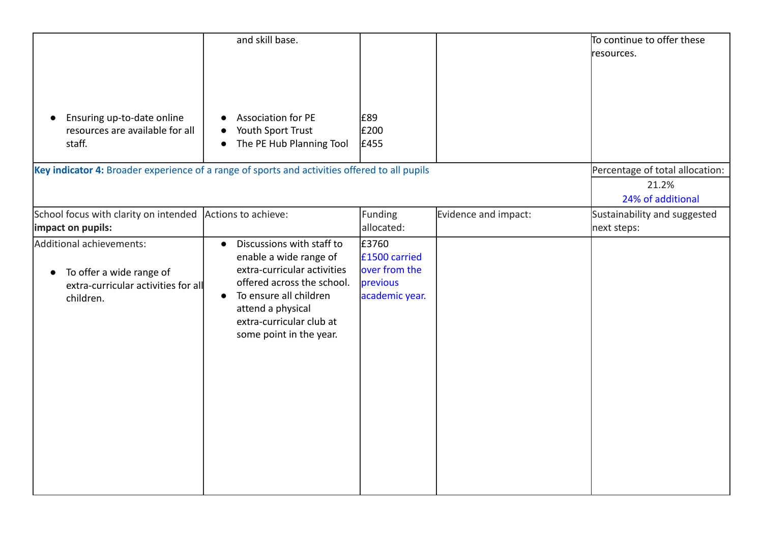| | | | | |
|---|---|---|---|---|
| | and skill base. | | | To continue to offer these resources. |
| • Ensuring up-to-date online resources are available for all staff. | • Association for PE<br>• Youth Sport Trust<br>• The PE Hub Planning Tool | £89<br>£200<br>£455 | | |

| **Key indicator 4:** Broader experience of a range of sports and activities offered to all pupils | | | | Percentage of total allocation:<br>21.2%<br>24% of additional |
|---|---|---|---|---|
| School focus with clarity on intended **impact on pupils:** | Actions to achieve: | Funding allocated: | Evidence and impact: | Sustainability and suggested next steps: |
| Additional achievements:<br>• To offer a wide range of extra-curricular activities for all children. | • Discussions with staff to enable a wide range of extra-curricular activities offered across the school.<br>• To ensure all children attend a physical extra-curricular club at some point in the year. | £3760<br>£1500 carried over from the previous academic year. | | |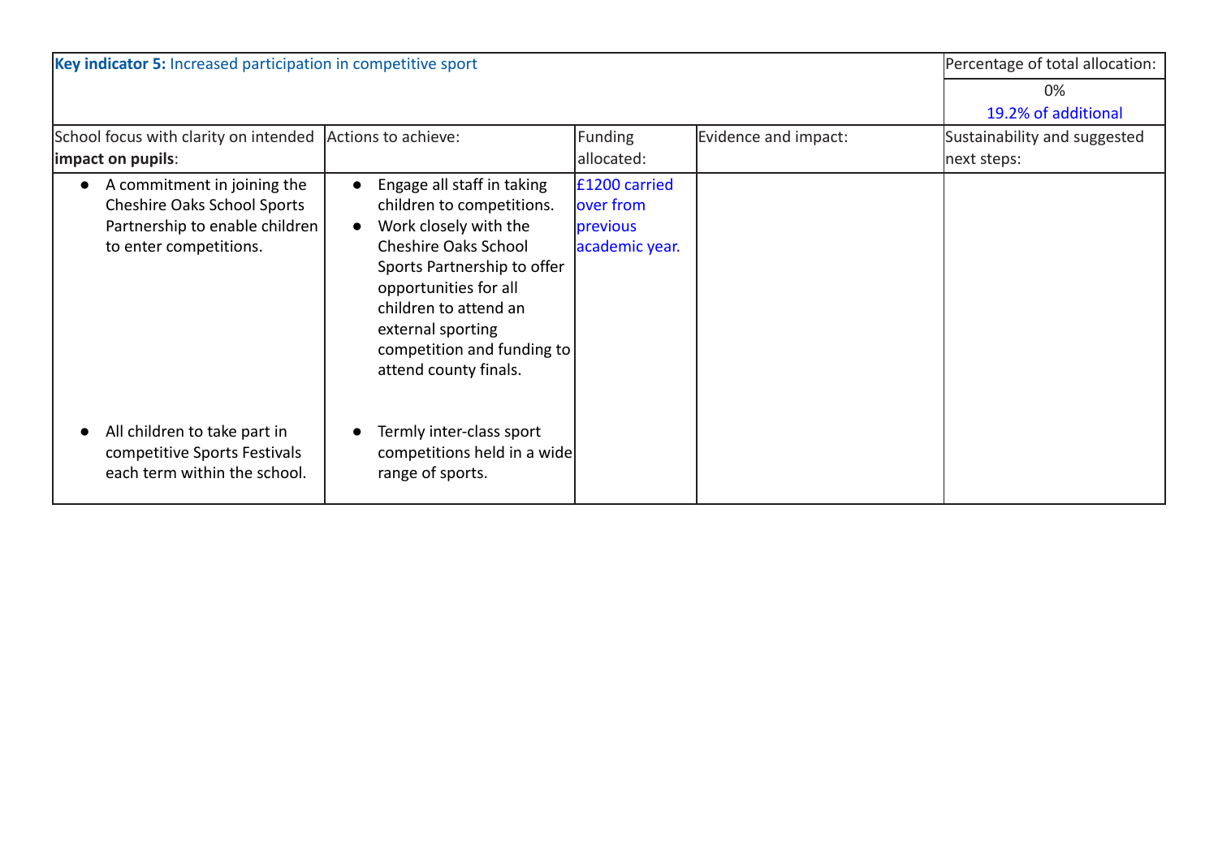| **Key indicator 5:** Increased participation in competitive sport | | | | Percentage of total allocation: |
|---|---|---|---|---|
| | | | | 0%<br>19.2% of additional |
| School focus with clarity on intended **impact on pupils**: | Actions to achieve: | Funding allocated: | Evidence and impact: | Sustainability and suggested next steps: |
| • A commitment in joining the Cheshire Oaks School Sports Partnership to enable children to enter competitions.<br><br>• All children to take part in competitive Sports Festivals each term within the school. | • Engage all staff in taking children to competitions.<br>• Work closely with the Cheshire Oaks School Sports Partnership to offer opportunities for all children to attend an external sporting competition and funding to attend county finals.<br><br>• Termly inter-class sport competitions held in a wide range of sports. | £1200 carried over from previous academic year. | | |